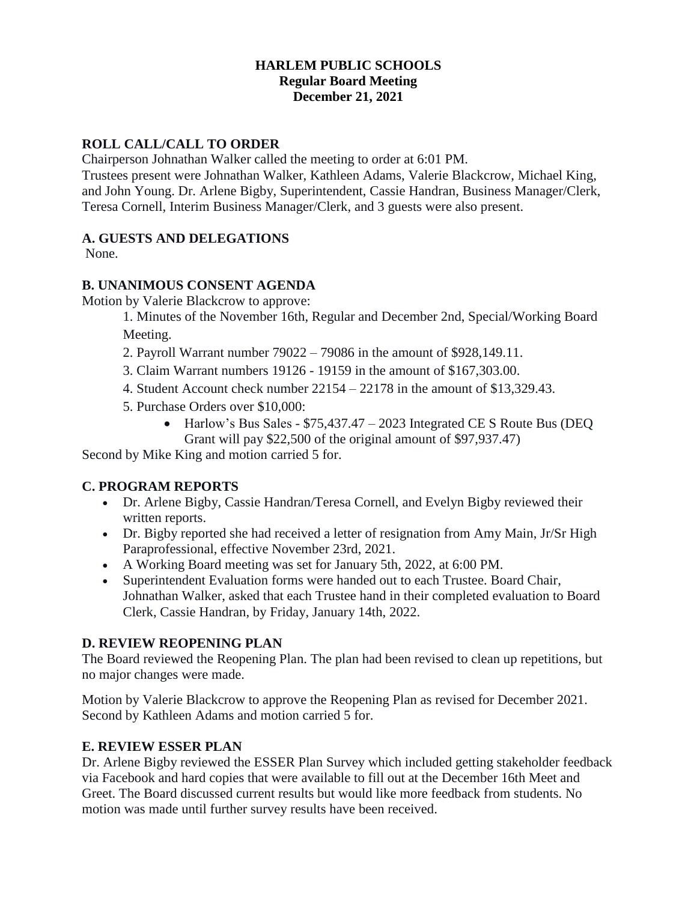# HARLEM PUBLIC SCHOOLS
## Regular Board Meeting
## December 21, 2021

### ROLL CALL/CALL TO ORDER

Chairperson Johnathan Walker called the meeting to order at 6:01 PM.
Trustees present were Johnathan Walker, Kathleen Adams, Valerie Blackcrow, Michael King, and John Young. Dr. Arlene Bigby, Superintendent, Cassie Handran, Business Manager/Clerk, Teresa Cornell, Interim Business Manager/Clerk, and 3 guests were also present.

### A. GUESTS AND DELEGATIONS

None.

### B. UNANIMOUS CONSENT AGENDA

Motion by Valerie Blackcrow to approve:

1. Minutes of the November 16th, Regular and December 2nd, Special/Working Board Meeting.
2. Payroll Warrant number 79022 – 79086 in the amount of $928,149.11.
3. Claim Warrant numbers 19126 - 19159 in the amount of $167,303.00.
4. Student Account check number 22154 – 22178 in the amount of $13,329.43.
5. Purchase Orders over $10,000:
   - Harlow's Bus Sales - $75,437.47 – 2023 Integrated CE S Route Bus (DEQ Grant will pay $22,500 of the original amount of $97,937.47)

Second by Mike King and motion carried 5 for.

### C. PROGRAM REPORTS

- Dr. Arlene Bigby, Cassie Handran/Teresa Cornell, and Evelyn Bigby reviewed their written reports.
- Dr. Bigby reported she had received a letter of resignation from Amy Main, Jr/Sr High Paraprofessional, effective November 23rd, 2021.
- A Working Board meeting was set for January 5th, 2022, at 6:00 PM.
- Superintendent Evaluation forms were handed out to each Trustee. Board Chair, Johnathan Walker, asked that each Trustee hand in their completed evaluation to Board Clerk, Cassie Handran, by Friday, January 14th, 2022.

### D. REVIEW REOPENING PLAN

The Board reviewed the Reopening Plan. The plan had been revised to clean up repetitions, but no major changes were made.

Motion by Valerie Blackcrow to approve the Reopening Plan as revised for December 2021. Second by Kathleen Adams and motion carried 5 for.

### E. REVIEW ESSER PLAN

Dr. Arlene Bigby reviewed the ESSER Plan Survey which included getting stakeholder feedback via Facebook and hard copies that were available to fill out at the December 16th Meet and Greet. The Board discussed current results but would like more feedback from students. No motion was made until further survey results have been received.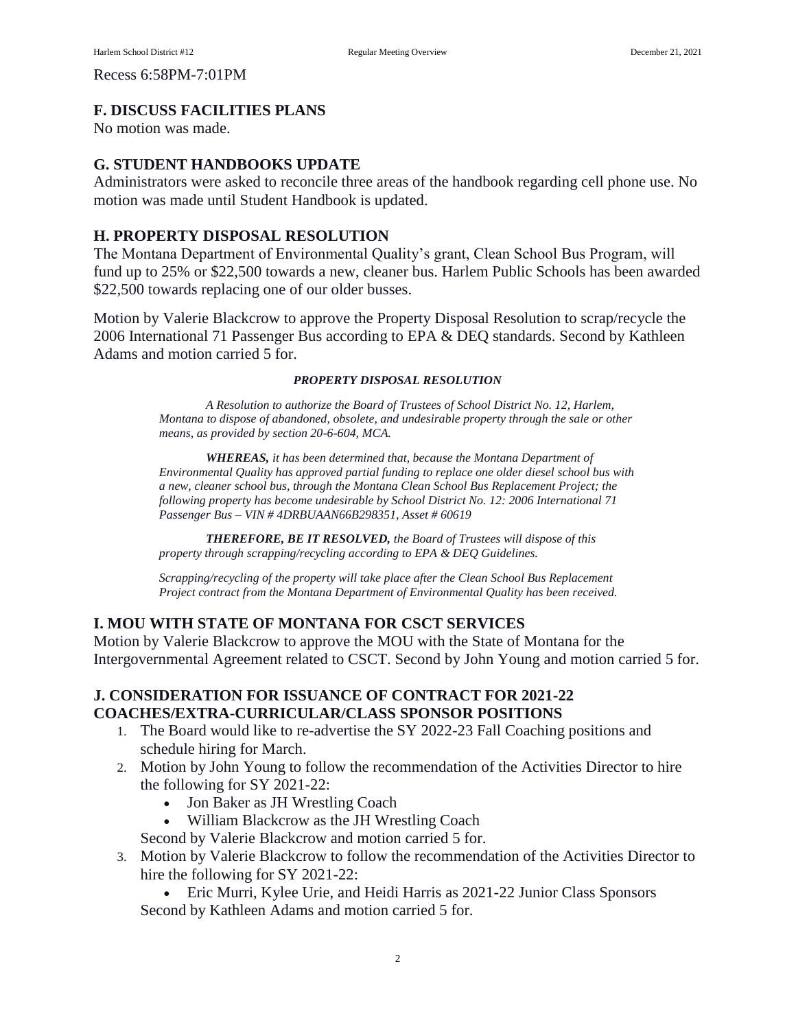Recess 6:58PM-7:01PM

## F. DISCUSS FACILITIES PLANS

No motion was made.

## G. STUDENT HANDBOOKS UPDATE

Administrators were asked to reconcile three areas of the handbook regarding cell phone use. No motion was made until Student Handbook is updated.

## H. PROPERTY DISPOSAL RESOLUTION

The Montana Department of Environmental Quality's grant, Clean School Bus Program, will fund up to 25% or $22,500 towards a new, cleaner bus. Harlem Public Schools has been awarded $22,500 towards replacing one of our older busses.

Motion by Valerie Blackcrow to approve the Property Disposal Resolution to scrap/recycle the 2006 International 71 Passenger Bus according to EPA & DEQ standards. Second by Kathleen Adams and motion carried 5 for.

***PROPERTY DISPOSAL RESOLUTION***

*A Resolution to authorize the Board of Trustees of School District No. 12, Harlem, Montana to dispose of abandoned, obsolete, and undesirable property through the sale or other means, as provided by section 20-6-604, MCA.*

***WHEREAS,*** *it has been determined that, because the Montana Department of Environmental Quality has approved partial funding to replace one older diesel school bus with a new, cleaner school bus, through the Montana Clean School Bus Replacement Project; the following property has become undesirable by School District No. 12: 2006 International 71 Passenger Bus – VIN # 4DRBUAAN66B298351, Asset # 60619*

***THEREFORE, BE IT RESOLVED,*** *the Board of Trustees will dispose of this property through scrapping/recycling according to EPA & DEQ Guidelines.*

*Scrapping/recycling of the property will take place after the Clean School Bus Replacement Project contract from the Montana Department of Environmental Quality has been received.*

## I. MOU WITH STATE OF MONTANA FOR CSCT SERVICES

Motion by Valerie Blackcrow to approve the MOU with the State of Montana for the Intergovernmental Agreement related to CSCT. Second by John Young and motion carried 5 for.

## J. CONSIDERATION FOR ISSUANCE OF CONTRACT FOR 2021-22 COACHES/EXTRA-CURRICULAR/CLASS SPONSOR POSITIONS

1. The Board would like to re-advertise the SY 2022-23 Fall Coaching positions and schedule hiring for March.
2. Motion by John Young to follow the recommendation of the Activities Director to hire the following for SY 2021-22:
   - Jon Baker as JH Wrestling Coach
   - William Blackcrow as the JH Wrestling Coach

   Second by Valerie Blackcrow and motion carried 5 for.
3. Motion by Valerie Blackcrow to follow the recommendation of the Activities Director to hire the following for SY 2021-22:
   - Eric Murri, Kylee Urie, and Heidi Harris as 2021-22 Junior Class Sponsors

   Second by Kathleen Adams and motion carried 5 for.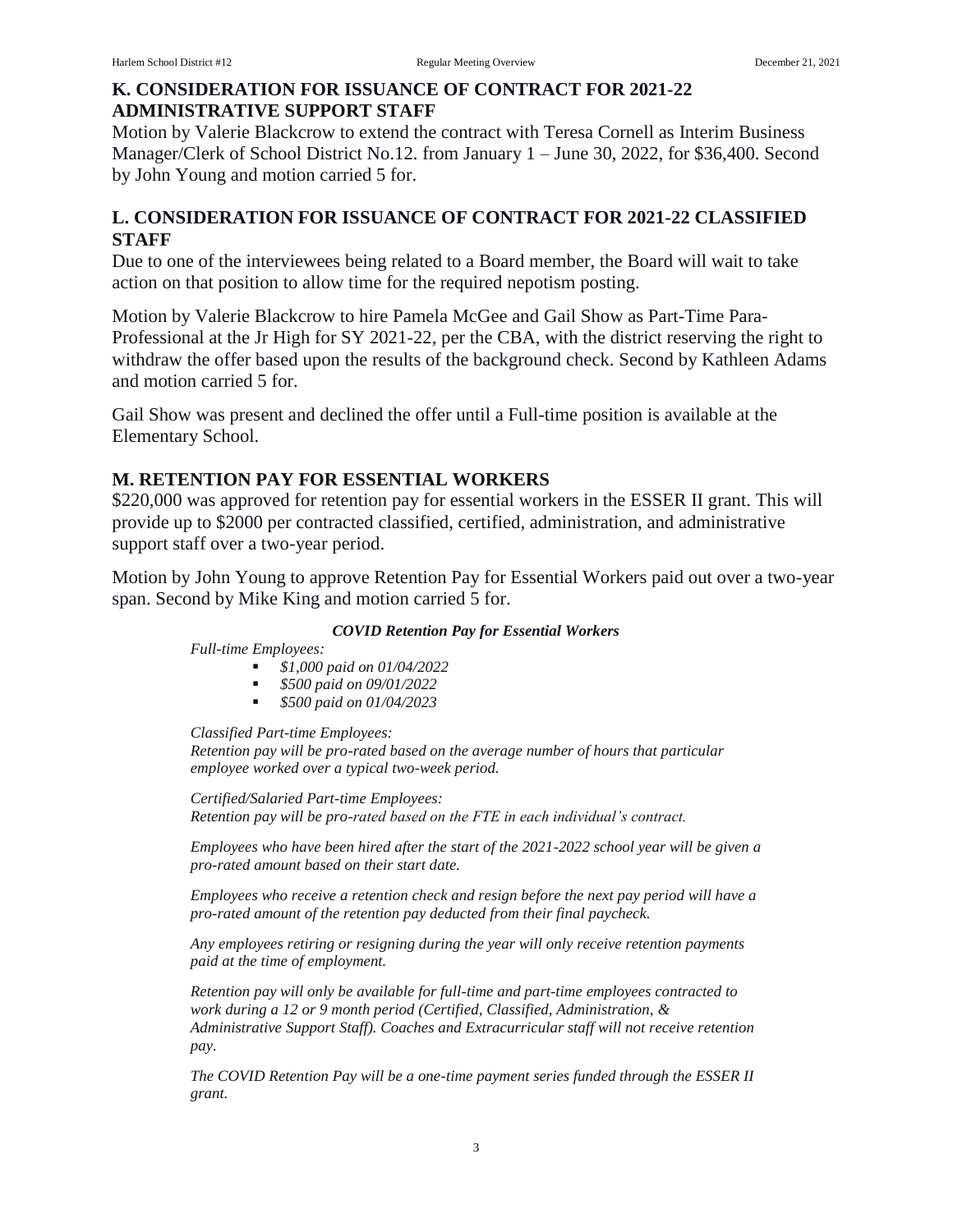## K. CONSIDERATION FOR ISSUANCE OF CONTRACT FOR 2021-22 ADMINISTRATIVE SUPPORT STAFF

Motion by Valerie Blackcrow to extend the contract with Teresa Cornell as Interim Business Manager/Clerk of School District No.12. from January 1 – June 30, 2022, for $36,400. Second by John Young and motion carried 5 for.

## L. CONSIDERATION FOR ISSUANCE OF CONTRACT FOR 2021-22 CLASSIFIED STAFF

Due to one of the interviewees being related to a Board member, the Board will wait to take action on that position to allow time for the required nepotism posting.

Motion by Valerie Blackcrow to hire Pamela McGee and Gail Show as Part-Time Para-Professional at the Jr High for SY 2021-22, per the CBA, with the district reserving the right to withdraw the offer based upon the results of the background check. Second by Kathleen Adams and motion carried 5 for.

Gail Show was present and declined the offer until a Full-time position is available at the Elementary School.

## M. RETENTION PAY FOR ESSENTIAL WORKERS

$220,000 was approved for retention pay for essential workers in the ESSER II grant. This will provide up to $2000 per contracted classified, certified, administration, and administrative support staff over a two-year period.

Motion by John Young to approve Retention Pay for Essential Workers paid out over a two-year span. Second by Mike King and motion carried 5 for.

***COVID Retention Pay for Essential Workers***

*Full-time Employees:*

- *$1,000 paid on 01/04/2022*
- *$500 paid on 09/01/2022*
- *$500 paid on 01/04/2023*

*Classified Part-time Employees:*
*Retention pay will be pro-rated based on the average number of hours that particular employee worked over a typical two-week period.*

*Certified/Salaried Part-time Employees:*
*Retention pay will be pro-rated based on the FTE in each individual's contract.*

*Employees who have been hired after the start of the 2021-2022 school year will be given a pro-rated amount based on their start date.*

*Employees who receive a retention check and resign before the next pay period will have a pro-rated amount of the retention pay deducted from their final paycheck.*

*Any employees retiring or resigning during the year will only receive retention payments paid at the time of employment.*

*Retention pay will only be available for full-time and part-time employees contracted to work during a 12 or 9 month period (Certified, Classified, Administration, & Administrative Support Staff). Coaches and Extracurricular staff will not receive retention pay.*

*The COVID Retention Pay will be a one-time payment series funded through the ESSER II grant.*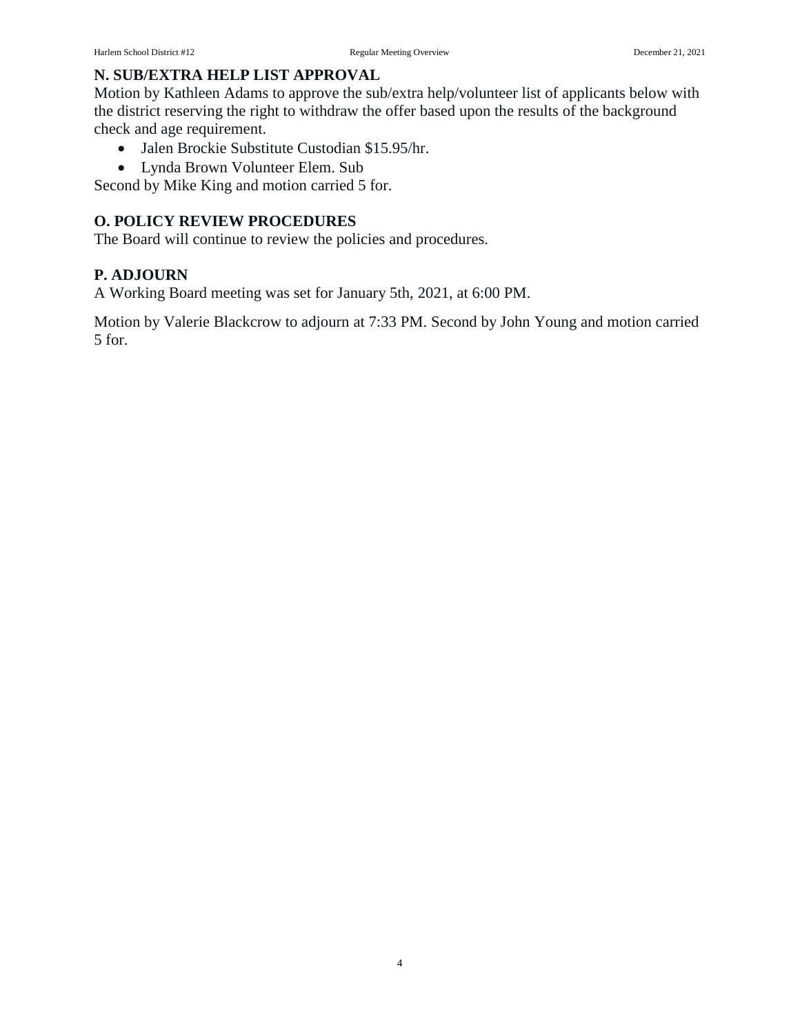## N. SUB/EXTRA HELP LIST APPROVAL

Motion by Kathleen Adams to approve the sub/extra help/volunteer list of applicants below with the district reserving the right to withdraw the offer based upon the results of the background check and age requirement.

- Jalen Brockie Substitute Custodian $15.95/hr.
- Lynda Brown Volunteer Elem. Sub

Second by Mike King and motion carried 5 for.

## O. POLICY REVIEW PROCEDURES

The Board will continue to review the policies and procedures.

## P. ADJOURN

A Working Board meeting was set for January 5th, 2021, at 6:00 PM.

Motion by Valerie Blackcrow to adjourn at 7:33 PM. Second by John Young and motion carried 5 for.